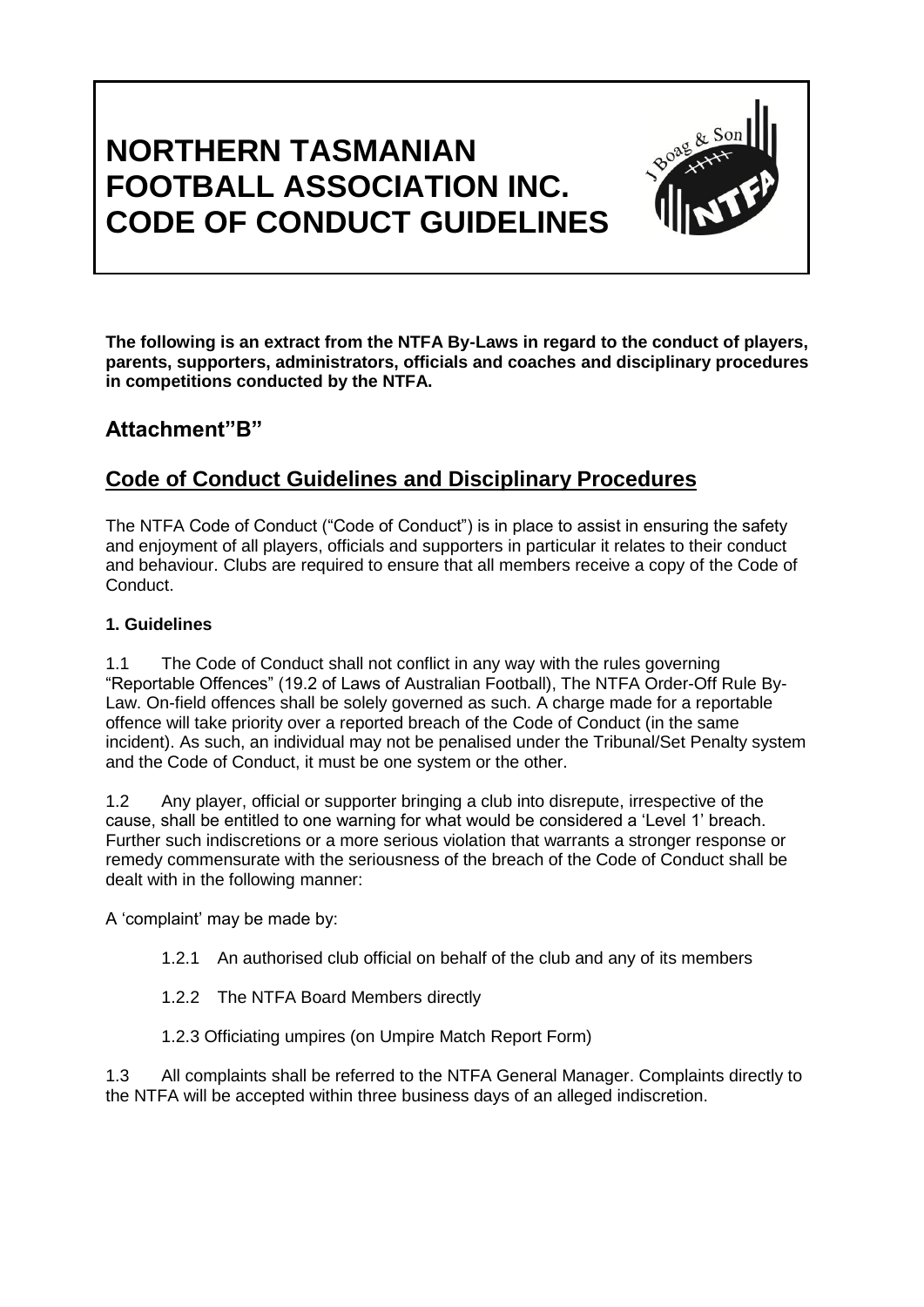# NORTHERN TASMANIAN FOOTBALL ASSOCIATION INC. CODE OF CONDUCT GUIDELINES

**The following is an extract from the NTFA By-Laws in regard to the conduct of players, parents, supporters, administrators, officials and coaches and disciplinary procedures in competitions conducted by the NTFA.**

## Attachment"B"

## Code of Conduct Guidelines and Disciplinary Procedures

The NTFA Code of Conduct ("Code of Conduct") is in place to assist in ensuring the safety and enjoyment of all players, officials and supporters in particular it relates to their conduct and behaviour. Clubs are required to ensure that all members receive a copy of the Code of Conduct.

### 1. Guidelines

1.1 The Code of Conduct shall not conflict in any way with the rules governing "Reportable Offences" (19.2 of Laws of Australian Football), The NTFA Order-Off Rule By-Law. On-field offences shall be solely governed as such. A charge made for a reportable offence will take priority over a reported breach of the Code of Conduct (in the same incident). As such, an individual may not be penalised under the Tribunal/Set Penalty system and the Code of Conduct, it must be one system or the other.

1.2 Any player, official or supporter bringing a club into disrepute, irrespective of the cause, shall be entitled to one warning for what would be considered a 'Level 1' breach. Further such indiscretions or a more serious violation that warrants a stronger response or remedy commensurate with the seriousness of the breach of the Code of Conduct shall be dealt with in the following manner:

A 'complaint' may be made by:

1.2.1 An authorised club official on behalf of the club and any of its members

1.2.2 The NTFA Board Members directly

1.2.3 Officiating umpires (on Umpire Match Report Form)

1.3 All complaints shall be referred to the NTFA General Manager. Complaints directly to the NTFA will be accepted within three business days of an alleged indiscretion.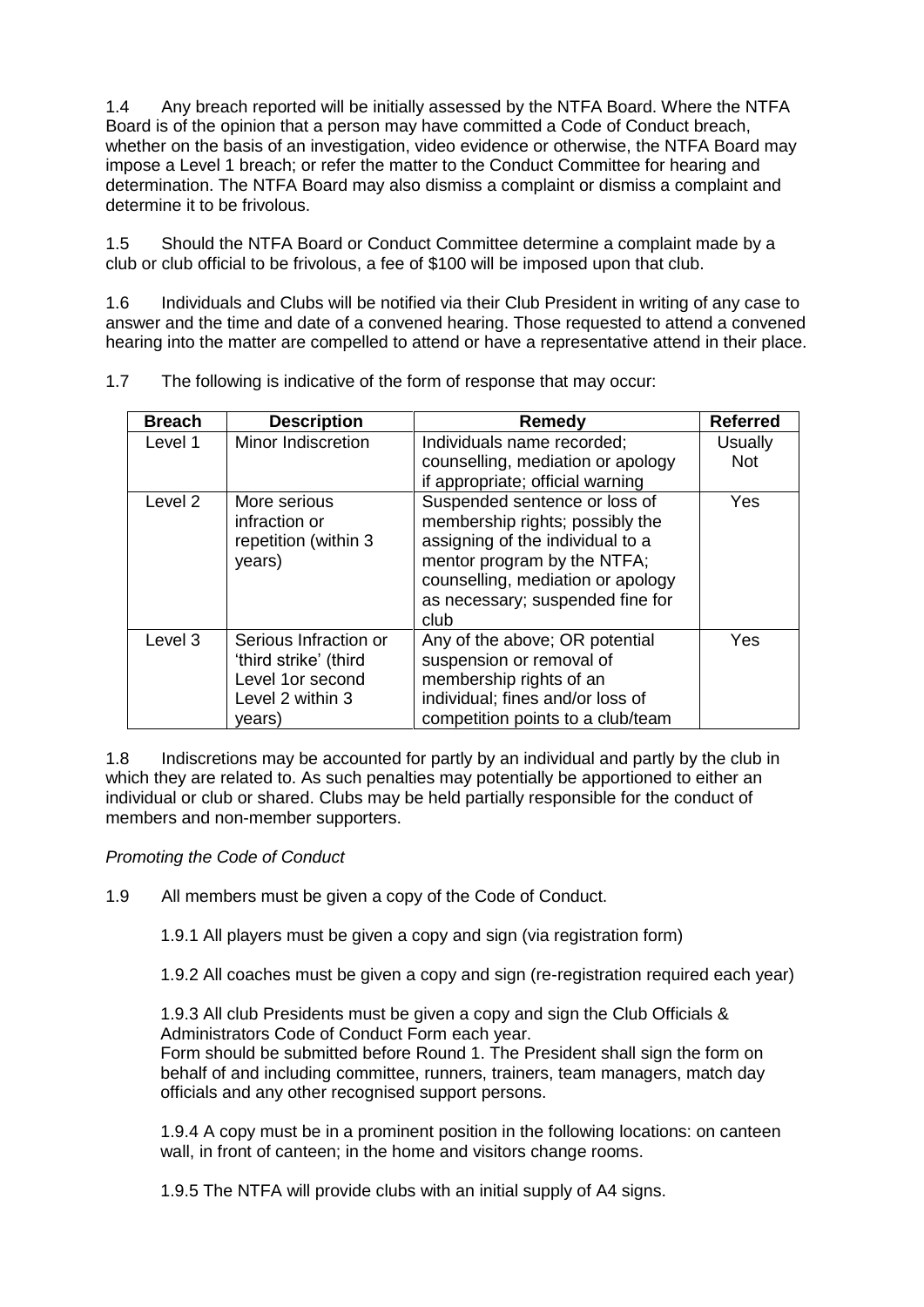1.4 Any breach reported will be initially assessed by the NTFA Board. Where the NTFA Board is of the opinion that a person may have committed a Code of Conduct breach, whether on the basis of an investigation, video evidence or otherwise, the NTFA Board may impose a Level 1 breach; or refer the matter to the Conduct Committee for hearing and determination. The NTFA Board may also dismiss a complaint or dismiss a complaint and determine it to be frivolous.

1.5 Should the NTFA Board or Conduct Committee determine a complaint made by a club or club official to be frivolous, a fee of $100 will be imposed upon that club.

1.6 Individuals and Clubs will be notified via their Club President in writing of any case to answer and the time and date of a convened hearing. Those requested to attend a convened hearing into the matter are compelled to attend or have a representative attend in their place.

1.7 The following is indicative of the form of response that may occur:

| Breach | Description | Remedy | Referred |
|---|---|---|---|
| Level 1 | Minor Indiscretion | Individuals name recorded; counselling, mediation or apology if appropriate; official warning | Usually Not |
| Level 2 | More serious infraction or repetition (within 3 years) | Suspended sentence or loss of membership rights; possibly the assigning of the individual to a mentor program by the NTFA; counselling, mediation or apology as necessary; suspended fine for club | Yes |
| Level 3 | Serious Infraction or 'third strike' (third Level 1or second Level 2 within 3 years) | Any of the above; OR potential suspension or removal of membership rights of an individual; fines and/or loss of competition points to a club/team | Yes |

1.8 Indiscretions may be accounted for partly by an individual and partly by the club in which they are related to. As such penalties may potentially be apportioned to either an individual or club or shared. Clubs may be held partially responsible for the conduct of members and non-member supporters.

*Promoting the Code of Conduct*

1.9 All members must be given a copy of the Code of Conduct.

1.9.1 All players must be given a copy and sign (via registration form)

1.9.2 All coaches must be given a copy and sign (re-registration required each year)

1.9.3 All club Presidents must be given a copy and sign the Club Officials & Administrators Code of Conduct Form each year.
Form should be submitted before Round 1. The President shall sign the form on behalf of and including committee, runners, trainers, team managers, match day officials and any other recognised support persons.

1.9.4 A copy must be in a prominent position in the following locations: on canteen wall, in front of canteen; in the home and visitors change rooms.

1.9.5 The NTFA will provide clubs with an initial supply of A4 signs.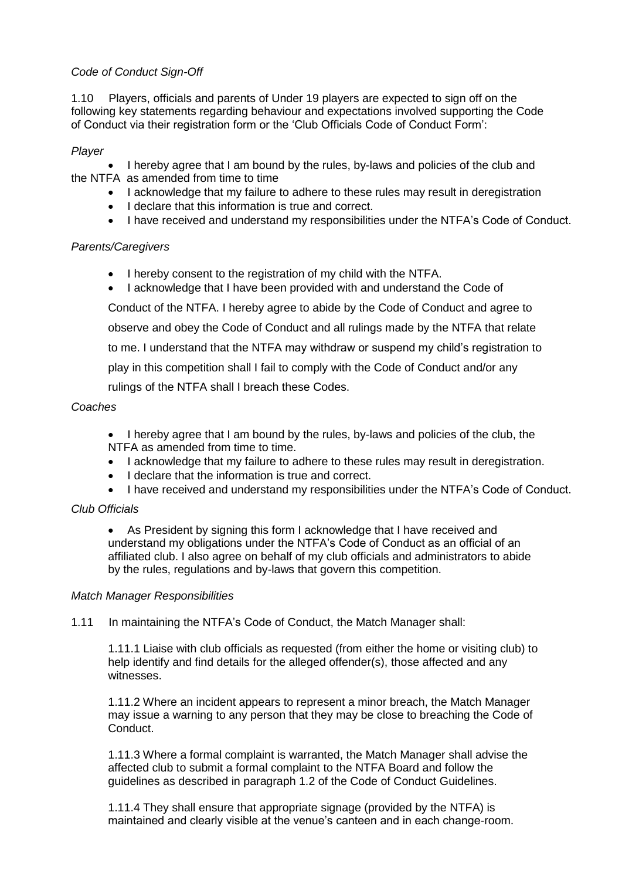*Code of Conduct Sign-Off*

1.10 Players, officials and parents of Under 19 players are expected to sign off on the following key statements regarding behaviour and expectations involved supporting the Code of Conduct via their registration form or the 'Club Officials Code of Conduct Form':

*Player*

- I hereby agree that I am bound by the rules, by-laws and policies of the club and the NTFA as amended from time to time
- I acknowledge that my failure to adhere to these rules may result in deregistration
- I declare that this information is true and correct.
- I have received and understand my responsibilities under the NTFA's Code of Conduct.

*Parents/Caregivers*

- I hereby consent to the registration of my child with the NTFA.
- I acknowledge that I have been provided with and understand the Code of Conduct of the NTFA. I hereby agree to abide by the Code of Conduct and agree to observe and obey the Code of Conduct and all rulings made by the NTFA that relate to me. I understand that the NTFA may withdraw or suspend my child's registration to play in this competition shall I fail to comply with the Code of Conduct and/or any rulings of the NTFA shall I breach these Codes.

*Coaches*

- I hereby agree that I am bound by the rules, by-laws and policies of the club, the NTFA as amended from time to time.
- I acknowledge that my failure to adhere to these rules may result in deregistration.
- I declare that the information is true and correct.
- I have received and understand my responsibilities under the NTFA's Code of Conduct.

*Club Officials*

- As President by signing this form I acknowledge that I have received and understand my obligations under the NTFA's Code of Conduct as an official of an affiliated club. I also agree on behalf of my club officials and administrators to abide by the rules, regulations and by-laws that govern this competition.

*Match Manager Responsibilities*

1.11 In maintaining the NTFA's Code of Conduct, the Match Manager shall:

1.11.1 Liaise with club officials as requested (from either the home or visiting club) to help identify and find details for the alleged offender(s), those affected and any witnesses.

1.11.2 Where an incident appears to represent a minor breach, the Match Manager may issue a warning to any person that they may be close to breaching the Code of Conduct.

1.11.3 Where a formal complaint is warranted, the Match Manager shall advise the affected club to submit a formal complaint to the NTFA Board and follow the guidelines as described in paragraph 1.2 of the Code of Conduct Guidelines.

1.11.4 They shall ensure that appropriate signage (provided by the NTFA) is maintained and clearly visible at the venue's canteen and in each change-room.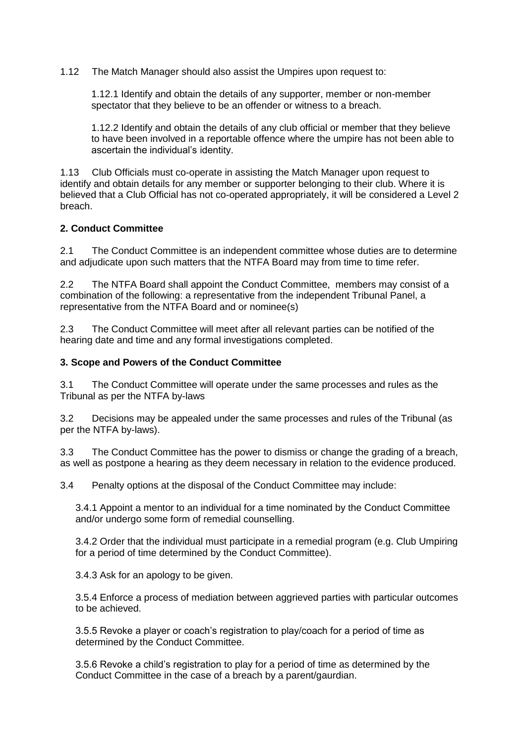1.12 The Match Manager should also assist the Umpires upon request to:

1.12.1 Identify and obtain the details of any supporter, member or non-member spectator that they believe to be an offender or witness to a breach.

1.12.2 Identify and obtain the details of any club official or member that they believe to have been involved in a reportable offence where the umpire has not been able to ascertain the individual's identity.

1.13 Club Officials must co-operate in assisting the Match Manager upon request to identify and obtain details for any member or supporter belonging to their club. Where it is believed that a Club Official has not co-operated appropriately, it will be considered a Level 2 breach.

**2. Conduct Committee**

2.1 The Conduct Committee is an independent committee whose duties are to determine and adjudicate upon such matters that the NTFA Board may from time to time refer.

2.2 The NTFA Board shall appoint the Conduct Committee, members may consist of a combination of the following: a representative from the independent Tribunal Panel, a representative from the NTFA Board and or nominee(s)

2.3 The Conduct Committee will meet after all relevant parties can be notified of the hearing date and time and any formal investigations completed.

**3. Scope and Powers of the Conduct Committee**

3.1 The Conduct Committee will operate under the same processes and rules as the Tribunal as per the NTFA by-laws

3.2 Decisions may be appealed under the same processes and rules of the Tribunal (as per the NTFA by-laws).

3.3 The Conduct Committee has the power to dismiss or change the grading of a breach, as well as postpone a hearing as they deem necessary in relation to the evidence produced.

3.4 Penalty options at the disposal of the Conduct Committee may include:

3.4.1 Appoint a mentor to an individual for a time nominated by the Conduct Committee and/or undergo some form of remedial counselling.

3.4.2 Order that the individual must participate in a remedial program (e.g. Club Umpiring for a period of time determined by the Conduct Committee).

3.4.3 Ask for an apology to be given.

3.5.4 Enforce a process of mediation between aggrieved parties with particular outcomes to be achieved.

3.5.5 Revoke a player or coach's registration to play/coach for a period of time as determined by the Conduct Committee.

3.5.6 Revoke a child's registration to play for a period of time as determined by the Conduct Committee in the case of a breach by a parent/gaurdian.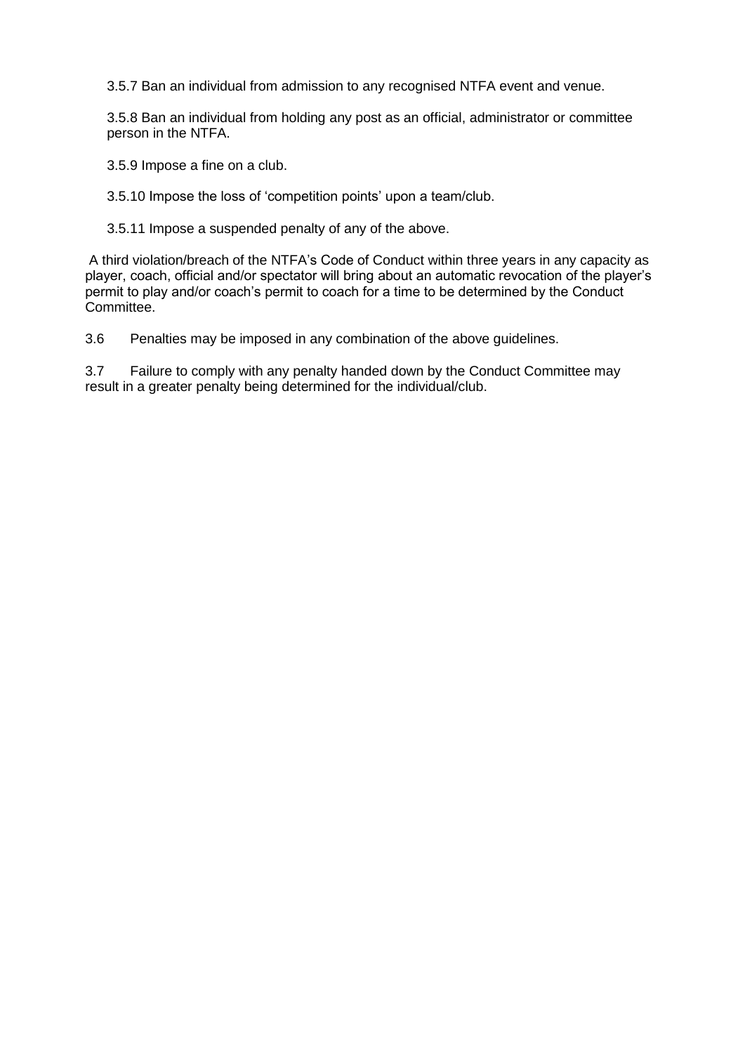3.5.7 Ban an individual from admission to any recognised NTFA event and venue.

3.5.8 Ban an individual from holding any post as an official, administrator or committee person in the NTFA.

3.5.9 Impose a fine on a club.

3.5.10 Impose the loss of 'competition points' upon a team/club.

3.5.11 Impose a suspended penalty of any of the above.

A third violation/breach of the NTFA's Code of Conduct within three years in any capacity as player, coach, official and/or spectator will bring about an automatic revocation of the player's permit to play and/or coach's permit to coach for a time to be determined by the Conduct Committee.

3.6 Penalties may be imposed in any combination of the above guidelines.

3.7 Failure to comply with any penalty handed down by the Conduct Committee may result in a greater penalty being determined for the individual/club.